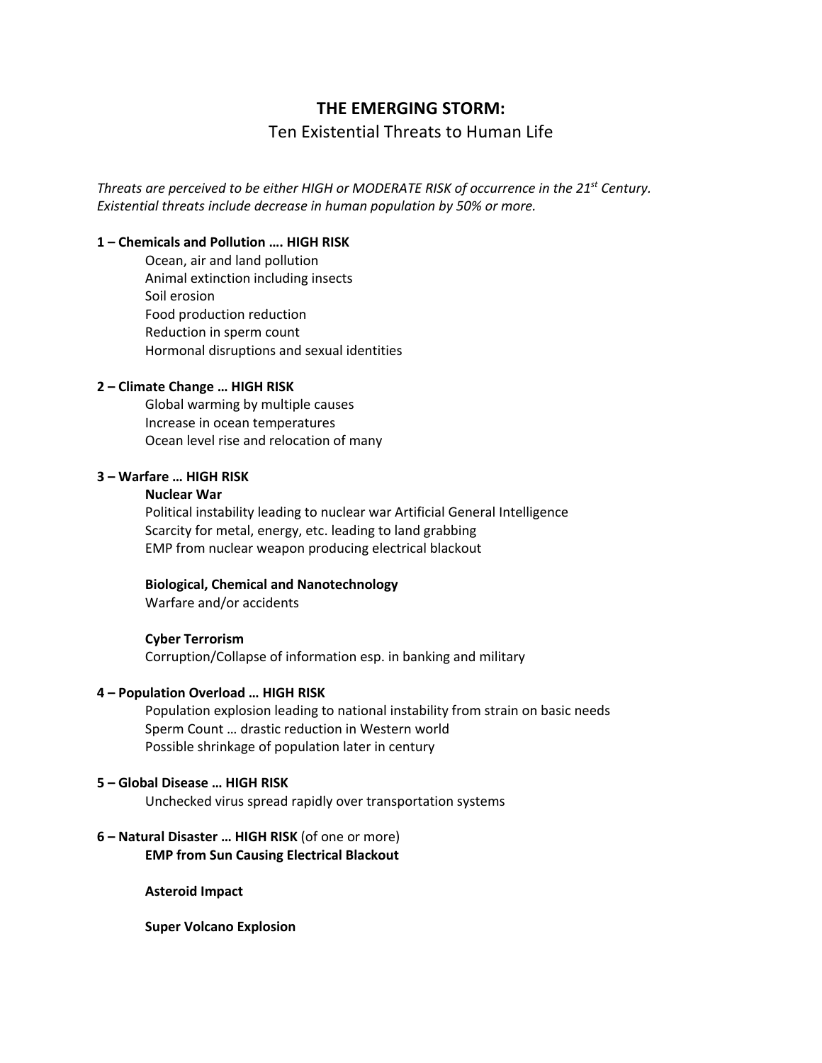# THE EMERGING STORM:

## Ten Existential Threats to Human Life

*Threats are perceived to be either HIGH or MODERATE RISK of occurrence in the 21st Century. Existential threats include decrease in human population by 50% or more.*

**1 – Chemicals and Pollution …. HIGH RISK**

Ocean, air and land pollution
Animal extinction including insects
Soil erosion
Food production reduction
Reduction in sperm count
Hormonal disruptions and sexual identities

**2 – Climate Change … HIGH RISK**

Global warming by multiple causes
Increase in ocean temperatures
Ocean level rise and relocation of many

**3 – Warfare … HIGH RISK**

**Nuclear War**
Political instability leading to nuclear war Artificial General Intelligence
Scarcity for metal, energy, etc. leading to land grabbing
EMP from nuclear weapon producing electrical blackout

**Biological, Chemical and Nanotechnology**
Warfare and/or accidents

**Cyber Terrorism**
Corruption/Collapse of information esp. in banking and military

**4 – Population Overload … HIGH RISK**

Population explosion leading to national instability from strain on basic needs
Sperm Count … drastic reduction in Western world
Possible shrinkage of population later in century

**5 – Global Disease … HIGH RISK**

Unchecked virus spread rapidly over transportation systems

**6 – Natural Disaster … HIGH RISK** (of one or more)

**EMP from Sun Causing Electrical Blackout**

**Asteroid Impact**

**Super Volcano Explosion**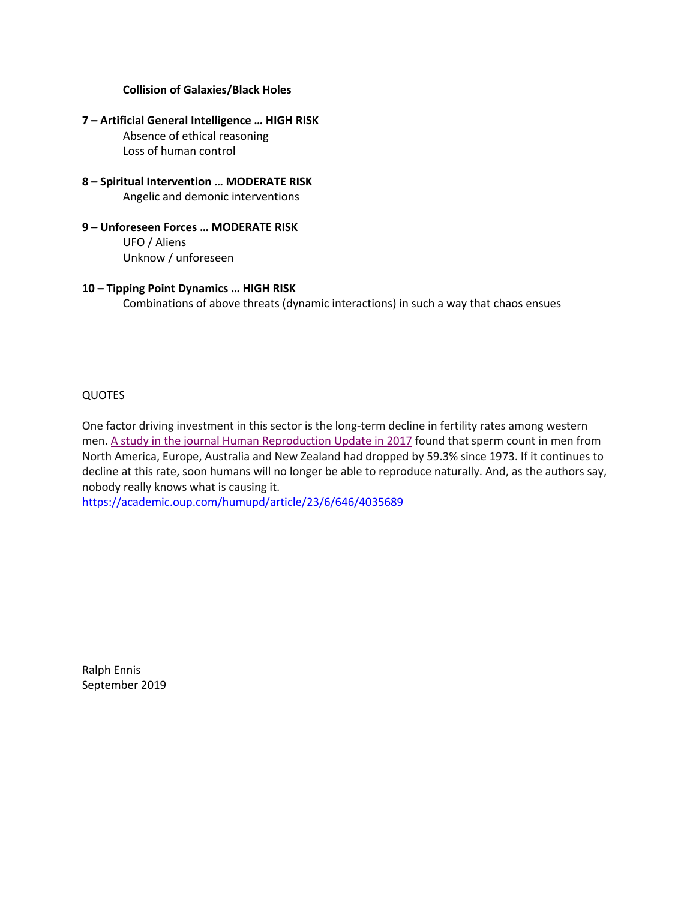**Collision of Galaxies/Black Holes**

**7 – Artificial General Intelligence … HIGH RISK**

Absence of ethical reasoning
Loss of human control

**8 – Spiritual Intervention … MODERATE RISK**

Angelic and demonic interventions

**9 – Unforeseen Forces … MODERATE RISK**

UFO / Aliens
Unknow / unforeseen

**10 – Tipping Point Dynamics … HIGH RISK**

Combinations of above threats (dynamic interactions) in such a way that chaos ensues

QUOTES

One factor driving investment in this sector is the long-term decline in fertility rates among western men. [A study in the journal Human Reproduction Update in 2017](https://academic.oup.com/humupd/article/23/6/646/4035689) found that sperm count in men from North America, Europe, Australia and New Zealand had dropped by 59.3% since 1973. If it continues to decline at this rate, soon humans will no longer be able to reproduce naturally. And, as the authors say, nobody really knows what is causing it.
https://academic.oup.com/humupd/article/23/6/646/4035689

Ralph Ennis
September 2019